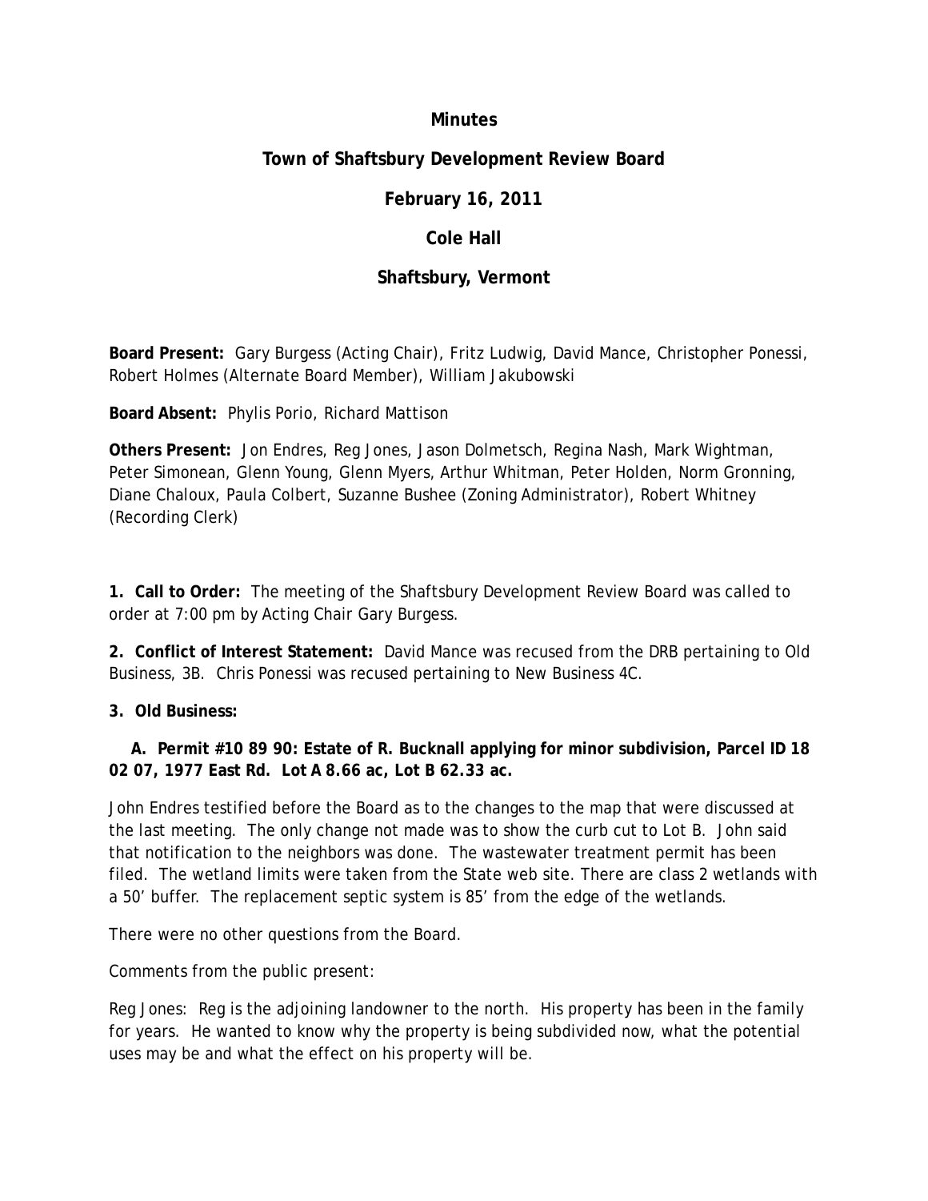# Minutes

## Town of Shaftsbury Development Review Board

## February 16, 2011

## Cole Hall

## Shaftsbury, Vermont

**Board Present:** Gary Burgess (Acting Chair), Fritz Ludwig, David Mance, Christopher Ponessi, Robert Holmes (Alternate Board Member), William Jakubowski

**Board Absent:** Phylis Porio, Richard Mattison

**Others Present:** Jon Endres, Reg Jones, Jason Dolmetsch, Regina Nash, Mark Wightman, Peter Simonean, Glenn Young, Glenn Myers, Arthur Whitman, Peter Holden, Norm Gronning, Diane Chaloux, Paula Colbert, Suzanne Bushee (Zoning Administrator), Robert Whitney (Recording Clerk)

**1. Call to Order:** The meeting of the Shaftsbury Development Review Board was called to order at 7:00 pm by Acting Chair Gary Burgess.

**2. Conflict of Interest Statement:** David Mance was recused from the DRB pertaining to Old Business, 3B. Chris Ponessi was recused pertaining to New Business 4C.

**3. Old Business:**

**A. Permit #10 89 90: Estate of R. Bucknall applying for minor subdivision, Parcel ID 18 02 07, 1977 East Rd. Lot A 8.66 ac, Lot B 62.33 ac.**

John Endres testified before the Board as to the changes to the map that were discussed at the last meeting. The only change not made was to show the curb cut to Lot B. John said that notification to the neighbors was done. The wastewater treatment permit has been filed. The wetland limits were taken from the State web site. There are class 2 wetlands with a 50' buffer. The replacement septic system is 85' from the edge of the wetlands.

There were no other questions from the Board.

Comments from the public present:

Reg Jones: Reg is the adjoining landowner to the north. His property has been in the family for years. He wanted to know why the property is being subdivided now, what the potential uses may be and what the effect on his property will be.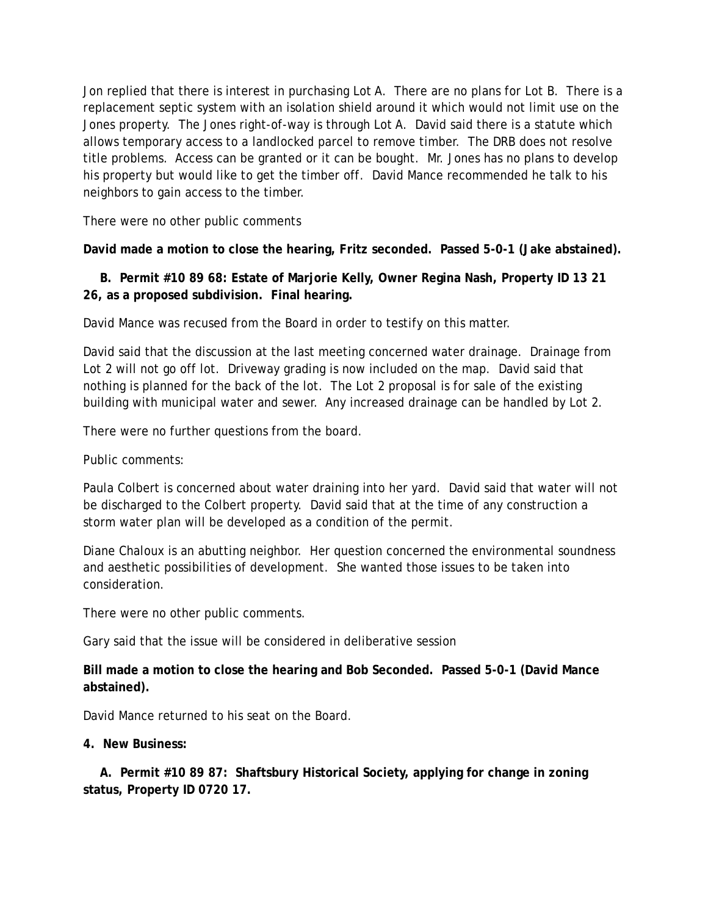Jon replied that there is interest in purchasing Lot A. There are no plans for Lot B. There is a replacement septic system with an isolation shield around it which would not limit use on the Jones property. The Jones right-of-way is through Lot A. David said there is a statute which allows temporary access to a landlocked parcel to remove timber. The DRB does not resolve title problems. Access can be granted or it can be bought. Mr. Jones has no plans to develop his property but would like to get the timber off. David Mance recommended he talk to his neighbors to gain access to the timber.

There were no other public comments

**David made a motion to close the hearing, Fritz seconded. Passed 5-0-1 (Jake abstained).**

**B. Permit #10 89 68: Estate of Marjorie Kelly, Owner Regina Nash, Property ID 13 21 26, as a proposed subdivision. Final hearing.**

David Mance was recused from the Board in order to testify on this matter.

David said that the discussion at the last meeting concerned water drainage. Drainage from Lot 2 will not go off lot. Driveway grading is now included on the map. David said that nothing is planned for the back of the lot. The Lot 2 proposal is for sale of the existing building with municipal water and sewer. Any increased drainage can be handled by Lot 2.

There were no further questions from the board.

Public comments:

Paula Colbert is concerned about water draining into her yard. David said that water will not be discharged to the Colbert property. David said that at the time of any construction a storm water plan will be developed as a condition of the permit.

Diane Chaloux is an abutting neighbor. Her question concerned the environmental soundness and aesthetic possibilities of development. She wanted those issues to be taken into consideration.

There were no other public comments.

Gary said that the issue will be considered in deliberative session

**Bill made a motion to close the hearing and Bob Seconded. Passed 5-0-1 (David Mance abstained).**

David Mance returned to his seat on the Board.

**4. New Business:**

**A. Permit #10 89 87: Shaftsbury Historical Society, applying for change in zoning status, Property ID 0720 17.**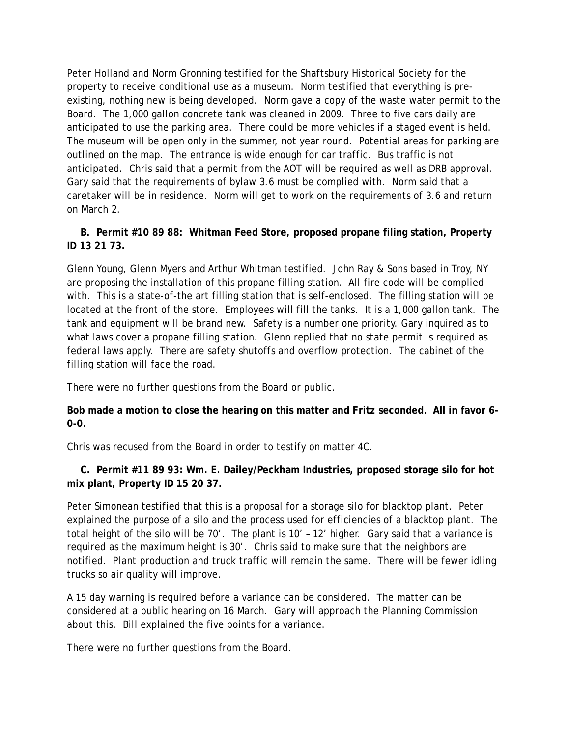Peter Holland and Norm Gronning testified for the Shaftsbury Historical Society for the property to receive conditional use as a museum. Norm testified that everything is pre-existing, nothing new is being developed. Norm gave a copy of the waste water permit to the Board. The 1,000 gallon concrete tank was cleaned in 2009. Three to five cars daily are anticipated to use the parking area. There could be more vehicles if a staged event is held. The museum will be open only in the summer, not year round. Potential areas for parking are outlined on the map. The entrance is wide enough for car traffic. Bus traffic is not anticipated. Chris said that a permit from the AOT will be required as well as DRB approval. Gary said that the requirements of bylaw 3.6 must be complied with. Norm said that a caretaker will be in residence. Norm will get to work on the requirements of 3.6 and return on March 2.

**B. Permit #10 89 88: Whitman Feed Store, proposed propane filing station, Property ID 13 21 73.**

Glenn Young, Glenn Myers and Arthur Whitman testified. John Ray & Sons based in Troy, NY are proposing the installation of this propane filling station. All fire code will be complied with. This is a state-of-the art filling station that is self-enclosed. The filling station will be located at the front of the store. Employees will fill the tanks. It is a 1,000 gallon tank. The tank and equipment will be brand new. Safety is a number one priority. Gary inquired as to what laws cover a propane filling station. Glenn replied that no state permit is required as federal laws apply. There are safety shutoffs and overflow protection. The cabinet of the filling station will face the road.

There were no further questions from the Board or public.

**Bob made a motion to close the hearing on this matter and Fritz seconded. All in favor 6-0-0.**

Chris was recused from the Board in order to testify on matter 4C.

**C. Permit #11 89 93: Wm. E. Dailey/Peckham Industries, proposed storage silo for hot mix plant, Property ID 15 20 37.**

Peter Simonean testified that this is a proposal for a storage silo for blacktop plant. Peter explained the purpose of a silo and the process used for efficiencies of a blacktop plant. The total height of the silo will be 70'. The plant is 10' – 12' higher. Gary said that a variance is required as the maximum height is 30'. Chris said to make sure that the neighbors are notified. Plant production and truck traffic will remain the same. There will be fewer idling trucks so air quality will improve.

A 15 day warning is required before a variance can be considered. The matter can be considered at a public hearing on 16 March. Gary will approach the Planning Commission about this. Bill explained the five points for a variance.

There were no further questions from the Board.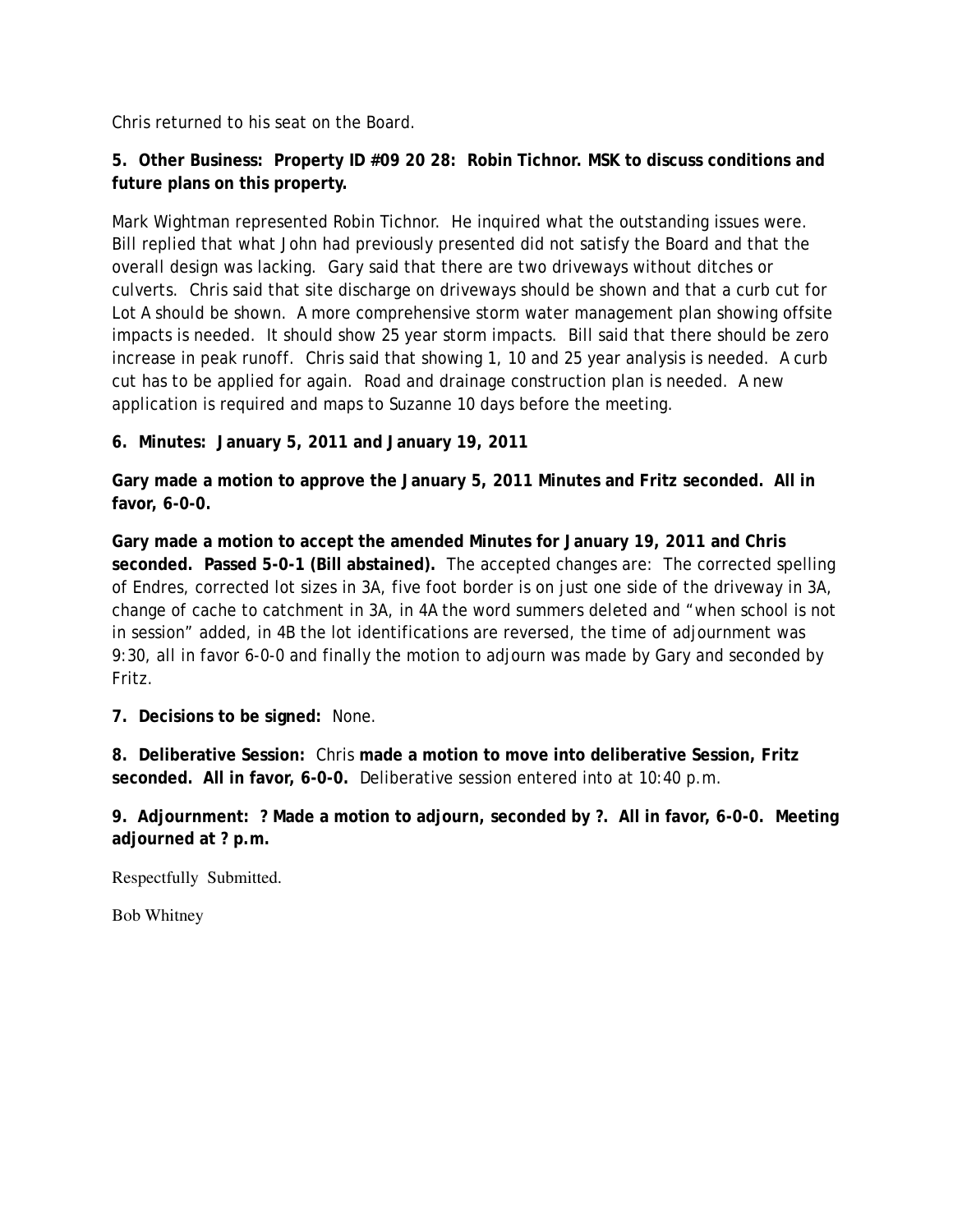Chris returned to his seat on the Board.

**5. Other Business: Property ID #09 20 28: Robin Tichnor. MSK to discuss conditions and future plans on this property.**

Mark Wightman represented Robin Tichnor. He inquired what the outstanding issues were. Bill replied that what John had previously presented did not satisfy the Board and that the overall design was lacking. Gary said that there are two driveways without ditches or culverts. Chris said that site discharge on driveways should be shown and that a curb cut for Lot A should be shown. A more comprehensive storm water management plan showing offsite impacts is needed. It should show 25 year storm impacts. Bill said that there should be zero increase in peak runoff. Chris said that showing 1, 10 and 25 year analysis is needed. A curb cut has to be applied for again. Road and drainage construction plan is needed. A new application is required and maps to Suzanne 10 days before the meeting.

**6. Minutes: January 5, 2011 and January 19, 2011**

**Gary made a motion to approve the January 5, 2011 Minutes and Fritz seconded. All in favor, 6-0-0.**

**Gary made a motion to accept the amended Minutes for January 19, 2011 and Chris seconded. Passed 5-0-1 (Bill abstained).** The accepted changes are: The corrected spelling of Endres, corrected lot sizes in 3A, five foot border is on just one side of the driveway in 3A, change of cache to catchment in 3A, in 4A the word summers deleted and "when school is not in session" added, in 4B the lot identifications are reversed, the time of adjournment was 9:30, all in favor 6-0-0 and finally the motion to adjourn was made by Gary and seconded by Fritz.

**7. Decisions to be signed:** None.

**8. Deliberative Session:** Chris **made a motion to move into deliberative Session, Fritz seconded. All in favor, 6-0-0.** Deliberative session entered into at 10:40 p.m.

**9. Adjournment: ? Made a motion to adjourn, seconded by ?. All in favor, 6-0-0. Meeting adjourned at ? p.m.**

Respectfully Submitted.

Bob Whitney